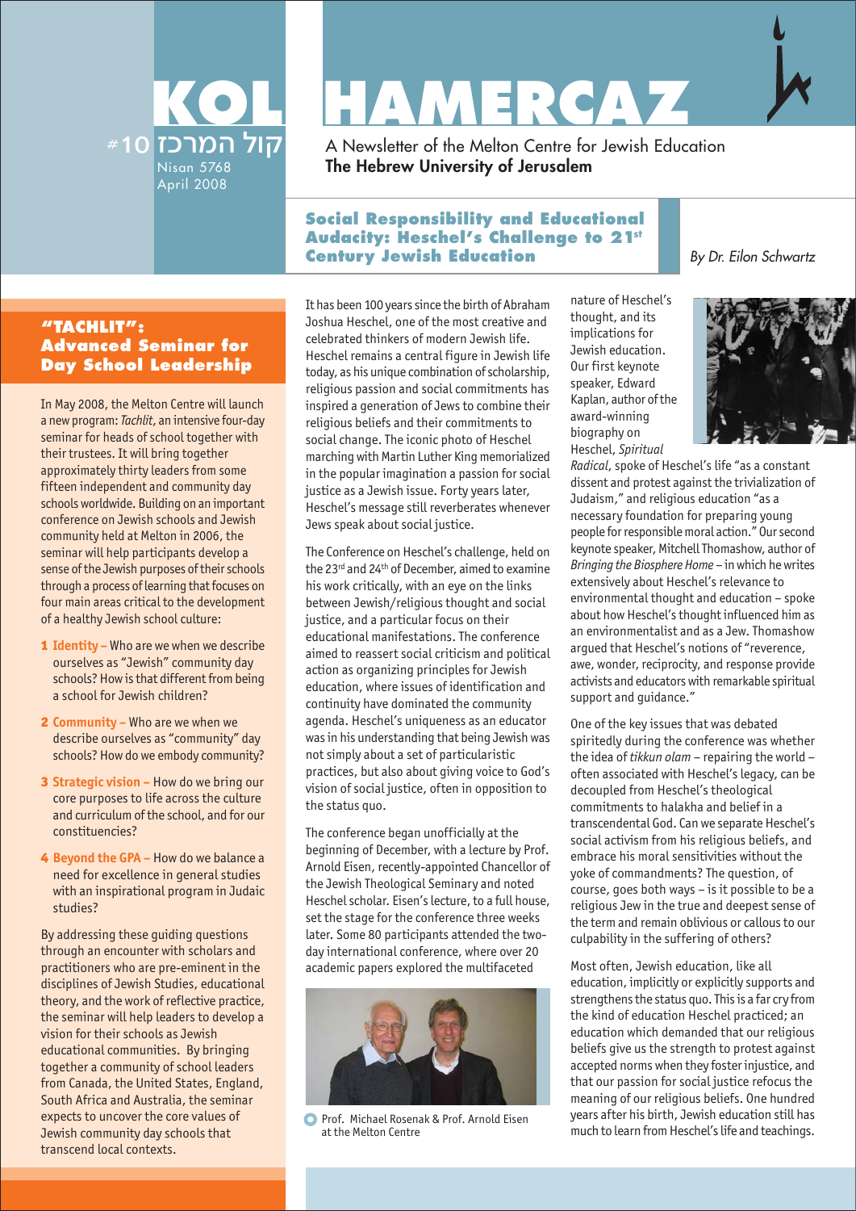# KOL HAMERCAZ

#10 קול המרכז

Nisan 5768
April 2008

A Newsletter of the Melton Centre for Jewish Education
**The Hebrew University of Jerusalem**

## Social Responsibility and Educational Audacity: Heschel's Challenge to 21st Century Jewish Education

*By Dr. Eilon Schwartz*

It has been 100 years since the birth of Abraham Joshua Heschel, one of the most creative and celebrated thinkers of modern Jewish life. Heschel remains a central figure in Jewish life today, as his unique combination of scholarship, religious passion and social commitments has inspired a generation of Jews to combine their religious beliefs and their commitments to social change. The iconic photo of Heschel marching with Martin Luther King memorialized in the popular imagination a passion for social justice as a Jewish issue. Forty years later, Heschel's message still reverberates whenever Jews speak about social justice.

The Conference on Heschel's challenge, held on the 23rd and 24th of December, aimed to examine his work critically, with an eye on the links between Jewish/religious thought and social justice, and a particular focus on their educational manifestations. The conference aimed to reassert social criticism and political action as organizing principles for Jewish education, where issues of identification and continuity have dominated the community agenda. Heschel's uniqueness as an educator was in his understanding that being Jewish was not simply about a set of particularistic practices, but also about giving voice to God's vision of social justice, often in opposition to the status quo.

The conference began unofficially at the beginning of December, with a lecture by Prof. Arnold Eisen, recently-appointed Chancellor of the Jewish Theological Seminary and noted Heschel scholar. Eisen's lecture, to a full house, set the stage for the conference three weeks later. Some 80 participants attended the two-day international conference, where over 20 academic papers explored the multifaceted nature of Heschel's thought, and its implications for Jewish education. Our first keynote speaker, Edward Kaplan, author of the award-winning biography on Heschel, *Spiritual Radical*, spoke of Heschel's life "as a constant dissent and protest against the trivialization of Judaism," and religious education "as a necessary foundation for preparing young people for responsible moral action." Our second keynote speaker, Mitchell Thomashow, author of *Bringing the Biosphere Home* – in which he writes extensively about Heschel's relevance to environmental thought and education – spoke about how Heschel's thought influenced him as an environmentalist and as a Jew. Thomashow argued that Heschel's notions of "reverence, awe, wonder, reciprocity, and response provide activists and educators with remarkable spiritual support and guidance."

Prof. Michael Rosenak & Prof. Arnold Eisen at the Melton Centre

One of the key issues that was debated spiritedly during the conference was whether the idea of *tikkun olam* – repairing the world – often associated with Heschel's legacy, can be decoupled from Heschel's theological commitments to halakha and belief in a transcendental God. Can we separate Heschel's social activism from his religious beliefs, and embrace his moral sensitivities without the yoke of commandments? The question, of course, goes both ways – is it possible to be a religious Jew in the true and deepest sense of the term and remain oblivious or callous to our culpability in the suffering of others?

Most often, Jewish education, like all education, implicitly or explicitly supports and strengthens the status quo. This is a far cry from the kind of education Heschel practiced; an education which demanded that our religious beliefs give us the strength to protest against accepted norms when they foster injustice, and that our passion for social justice refocus the meaning of our religious beliefs. One hundred years after his birth, Jewish education still has much to learn from Heschel's life and teachings.

## "TACHLIT": Advanced Seminar for Day School Leadership

In May 2008, the Melton Centre will launch a new program: *Tachlit*, an intensive four-day seminar for heads of school together with their trustees. It will bring together approximately thirty leaders from some fifteen independent and community day schools worldwide. Building on an important conference on Jewish schools and Jewish community held at Melton in 2006, the seminar will help participants develop a sense of the Jewish purposes of their schools through a process of learning that focuses on four main areas critical to the development of a healthy Jewish school culture:

1. **Identity –** Who are we when we describe ourselves as "Jewish" community day schools? How is that different from being a school for Jewish children?
2. **Community –** Who are we when we describe ourselves as "community" day schools? How do we embody community?
3. **Strategic vision –** How do we bring our core purposes to life across the culture and curriculum of the school, and for our constituencies?
4. **Beyond the GPA –** How do we balance a need for excellence in general studies with an inspirational program in Judaic studies?

By addressing these guiding questions through an encounter with scholars and practitioners who are pre-eminent in the disciplines of Jewish Studies, educational theory, and the work of reflective practice, the seminar will help leaders to develop a vision for their schools as Jewish educational communities. By bringing together a community of school leaders from Canada, the United States, England, South Africa and Australia, the seminar expects to uncover the core values of Jewish community day schools that transcend local contexts.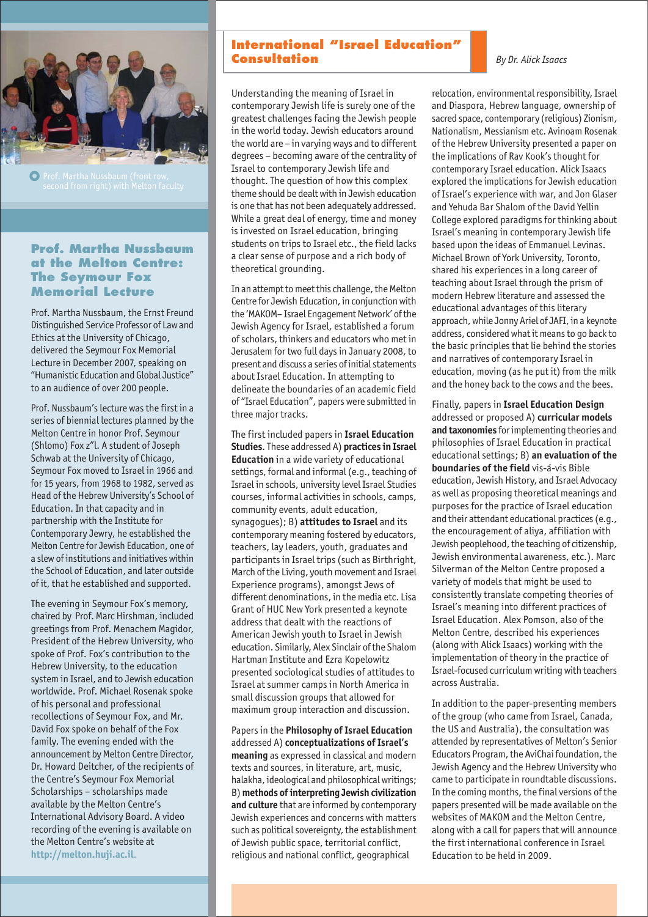Prof. Martha Nussbaum (front row, second from right) with Melton faculty

## Prof. Martha Nussbaum at the Melton Centre: The Seymour Fox Memorial Lecture

Prof. Martha Nussbaum, the Ernst Freund Distinguished Service Professor of Law and Ethics at the University of Chicago, delivered the Seymour Fox Memorial Lecture in December 2007, speaking on "Humanistic Education and Global Justice" to an audience of over 200 people.

Prof. Nussbaum's lecture was the first in a series of biennial lectures planned by the Melton Centre in honor Prof. Seymour (Shlomo) Fox z"l. A student of Joseph Schwab at the University of Chicago, Seymour Fox moved to Israel in 1966 and for 15 years, from 1968 to 1982, served as Head of the Hebrew University's School of Education. In that capacity and in partnership with the Institute for Contemporary Jewry, he established the Melton Centre for Jewish Education, one of a slew of institutions and initiatives within the School of Education, and later outside of it, that he established and supported.

The evening in Seymour Fox's memory, chaired by Prof. Marc Hirshman, included greetings from Prof. Menachem Magidor, President of the Hebrew University, who spoke of Prof. Fox's contribution to the Hebrew University, to the education system in Israel, and to Jewish education worldwide. Prof. Michael Rosenak spoke of his personal and professional recollections of Seymour Fox, and Mr. David Fox spoke on behalf of the Fox family. The evening ended with the announcement by Melton Centre Director, Dr. Howard Deitcher, of the recipients of the Centre's Seymour Fox Memorial Scholarships – scholarships made available by the Melton Centre's International Advisory Board. A video recording of the evening is available on the Melton Centre's website at **http://melton.huji.ac.il**.

## International "Israel Education" Consultation

*By Dr. Alick Isaacs*

Understanding the meaning of Israel in contemporary Jewish life is surely one of the greatest challenges facing the Jewish people in the world today. Jewish educators around the world are – in varying ways and to different degrees – becoming aware of the centrality of Israel to contemporary Jewish life and thought. The question of how this complex theme should be dealt with in Jewish education is one that has not been adequately addressed. While a great deal of energy, time and money is invested on Israel education, bringing students on trips to Israel etc., the field lacks a clear sense of purpose and a rich body of theoretical grounding.

In an attempt to meet this challenge, the Melton Centre for Jewish Education, in conjunction with the 'MAKOM– Israel Engagement Network' of the Jewish Agency for Israel, established a forum of scholars, thinkers and educators who met in Jerusalem for two full days in January 2008, to present and discuss a series of initial statements about Israel Education. In attempting to delineate the boundaries of an academic field of "Israel Education", papers were submitted in three major tracks.

The first included papers in **Israel Education Studies**. These addressed A) **practices in Israel Education** in a wide variety of educational settings, formal and informal (e.g., teaching of Israel in schools, university level Israel Studies courses, informal activities in schools, camps, community events, adult education, synagogues); B) **attitudes to Israel** and its contemporary meaning fostered by educators, teachers, lay leaders, youth, graduates and participants in Israel trips (such as Birthright, March of the Living, youth movement and Israel Experience programs), amongst Jews of different denominations, in the media etc. Lisa Grant of HUC New York presented a keynote address that dealt with the reactions of American Jewish youth to Israel in Jewish education. Similarly, Alex Sinclair of the Shalom Hartman Institute and Ezra Kopelowitz presented sociological studies of attitudes to Israel at summer camps in North America in small discussion groups that allowed for maximum group interaction and discussion.

Papers in the **Philosophy of Israel Education** addressed A) **conceptualizations of Israel's meaning** as expressed in classical and modern texts and sources, in literature, art, music, halakha, ideological and philosophical writings; B) **methods of interpreting Jewish civilization and culture** that are informed by contemporary Jewish experiences and concerns with matters such as political sovereignty, the establishment of Jewish public space, territorial conflict, religious and national conflict, geographical relocation, environmental responsibility, Israel and Diaspora, Hebrew language, ownership of sacred space, contemporary (religious) Zionism, Nationalism, Messianism etc. Avinoam Rosenak of the Hebrew University presented a paper on the implications of Rav Kook's thought for contemporary Israel education. Alick Isaacs explored the implications for Jewish education of Israel's experience with war, and Jon Glaser and Yehuda Bar Shalom of the David Yellin College explored paradigms for thinking about Israel's meaning in contemporary Jewish life based upon the ideas of Emmanuel Levinas. Michael Brown of York University, Toronto, shared his experiences in a long career of teaching about Israel through the prism of modern Hebrew literature and assessed the educational advantages of this literary approach, while Jonny Ariel of JAFI, in a keynote address, considered what it means to go back to the basic principles that lie behind the stories and narratives of contemporary Israel in education, moving (as he put it) from the milk and the honey back to the cows and the bees.

Finally, papers in **Israel Education Design** addressed or proposed A) **curricular models and taxonomies** for implementing theories and philosophies of Israel Education in practical educational settings; B) **an evaluation of the boundaries of the field** vis-á-vis Bible education, Jewish History, and Israel Advocacy as well as proposing theoretical meanings and purposes for the practice of Israel education and their attendant educational practices (e.g., the encouragement of aliya, affiliation with Jewish peoplehood, the teaching of citizenship, Jewish environmental awareness, etc.). Marc Silverman of the Melton Centre proposed a variety of models that might be used to consistently translate competing theories of Israel's meaning into different practices of Israel Education. Alex Pomson, also of the Melton Centre, described his experiences (along with Alick Isaacs) working with the implementation of theory in the practice of Israel-focused curriculum writing with teachers across Australia.

In addition to the paper-presenting members of the group (who came from Israel, Canada, the US and Australia), the consultation was attended by representatives of Melton's Senior Educators Program, the AviChai foundation, the Jewish Agency and the Hebrew University who came to participate in roundtable discussions. In the coming months, the final versions of the papers presented will be made available on the websites of MAKOM and the Melton Centre, along with a call for papers that will announce the first international conference in Israel Education to be held in 2009.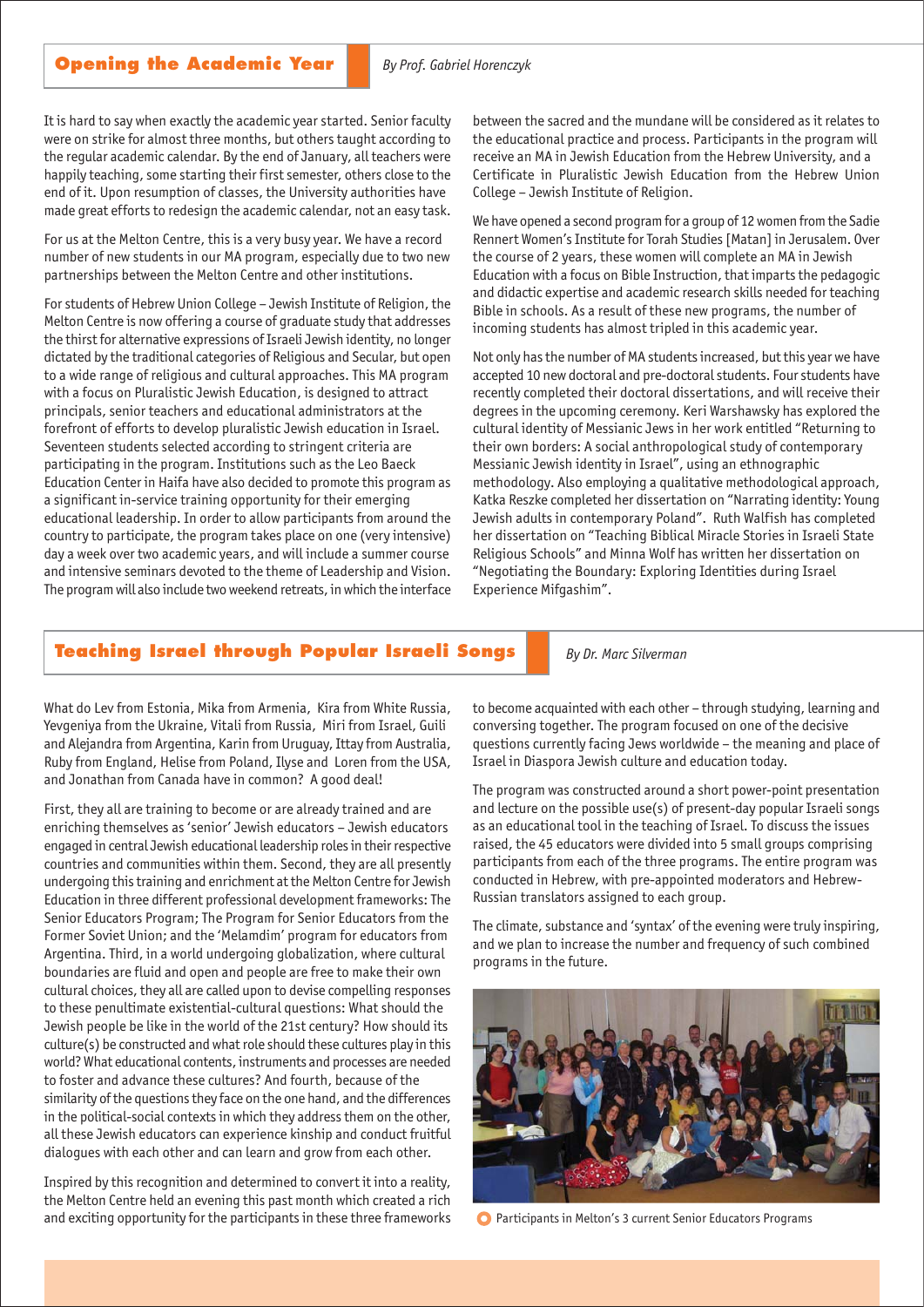## Opening the Academic Year

*By Prof. Gabriel Horenczyk*

It is hard to say when exactly the academic year started. Senior faculty were on strike for almost three months, but others taught according to the regular academic calendar. By the end of January, all teachers were happily teaching, some starting their first semester, others close to the end of it. Upon resumption of classes, the University authorities have made great efforts to redesign the academic calendar, not an easy task.

For us at the Melton Centre, this is a very busy year. We have a record number of new students in our MA program, especially due to two new partnerships between the Melton Centre and other institutions.

For students of Hebrew Union College – Jewish Institute of Religion, the Melton Centre is now offering a course of graduate study that addresses the thirst for alternative expressions of Israeli Jewish identity, no longer dictated by the traditional categories of Religious and Secular, but open to a wide range of religious and cultural approaches. This MA program with a focus on Pluralistic Jewish Education, is designed to attract principals, senior teachers and educational administrators at the forefront of efforts to develop pluralistic Jewish education in Israel. Seventeen students selected according to stringent criteria are participating in the program. Institutions such as the Leo Baeck Education Center in Haifa have also decided to promote this program as a significant in-service training opportunity for their emerging educational leadership. In order to allow participants from around the country to participate, the program takes place on one (very intensive) day a week over two academic years, and will include a summer course and intensive seminars devoted to the theme of Leadership and Vision. The program will also include two weekend retreats, in which the interface between the sacred and the mundane will be considered as it relates to the educational practice and process. Participants in the program will receive an MA in Jewish Education from the Hebrew University, and a Certificate in Pluralistic Jewish Education from the Hebrew Union College – Jewish Institute of Religion.

We have opened a second program for a group of 12 women from the Sadie Rennert Women's Institute for Torah Studies [Matan] in Jerusalem. Over the course of 2 years, these women will complete an MA in Jewish Education with a focus on Bible Instruction, that imparts the pedagogic and didactic expertise and academic research skills needed for teaching Bible in schools. As a result of these new programs, the number of incoming students has almost tripled in this academic year.

Not only has the number of MA students increased, but this year we have accepted 10 new doctoral and pre-doctoral students. Four students have recently completed their doctoral dissertations, and will receive their degrees in the upcoming ceremony. Keri Warshawsky has explored the cultural identity of Messianic Jews in her work entitled "Returning to their own borders: A social anthropological study of contemporary Messianic Jewish identity in Israel", using an ethnographic methodology. Also employing a qualitative methodological approach, Katka Reszke completed her dissertation on "Narrating identity: Young Jewish adults in contemporary Poland". Ruth Walfish has completed her dissertation on "Teaching Biblical Miracle Stories in Israeli State Religious Schools" and Minna Wolf has written her dissertation on "Negotiating the Boundary: Exploring Identities during Israel Experience Mifgashim".

## Teaching Israel through Popular Israeli Songs

*By Dr. Marc Silverman*

What do Lev from Estonia, Mika from Armenia, Kira from White Russia, Yevgeniya from the Ukraine, Vitali from Russia, Miri from Israel, Guili and Alejandra from Argentina, Karin from Uruguay, Ittay from Australia, Ruby from England, Helise from Poland, Ilyse and Loren from the USA, and Jonathan from Canada have in common? A good deal!

First, they all are training to become or are already trained and are enriching themselves as 'senior' Jewish educators – Jewish educators engaged in central Jewish educational leadership roles in their respective countries and communities within them. Second, they are all presently undergoing this training and enrichment at the Melton Centre for Jewish Education in three different professional development frameworks: The Senior Educators Program; The Program for Senior Educators from the Former Soviet Union; and the 'Melamdim' program for educators from Argentina. Third, in a world undergoing globalization, where cultural boundaries are fluid and open and people are free to make their own cultural choices, they all are called upon to devise compelling responses to these penultimate existential-cultural questions: What should the Jewish people be like in the world of the 21st century? How should its culture(s) be constructed and what role should these cultures play in this world? What educational contents, instruments and processes are needed to foster and advance these cultures? And fourth, because of the similarity of the questions they face on the one hand, and the differences in the political-social contexts in which they address them on the other, all these Jewish educators can experience kinship and conduct fruitful dialogues with each other and can learn and grow from each other.

Inspired by this recognition and determined to convert it into a reality, the Melton Centre held an evening this past month which created a rich and exciting opportunity for the participants in these three frameworks to become acquainted with each other – through studying, learning and conversing together. The program focused on one of the decisive questions currently facing Jews worldwide – the meaning and place of Israel in Diaspora Jewish culture and education today.

The program was constructed around a short power-point presentation and lecture on the possible use(s) of present-day popular Israeli songs as an educational tool in the teaching of Israel. To discuss the issues raised, the 45 educators were divided into 5 small groups comprising participants from each of the three programs. The entire program was conducted in Hebrew, with pre-appointed moderators and Hebrew-Russian translators assigned to each group.

The climate, substance and 'syntax' of the evening were truly inspiring, and we plan to increase the number and frequency of such combined programs in the future.

Participants in Melton's 3 current Senior Educators Programs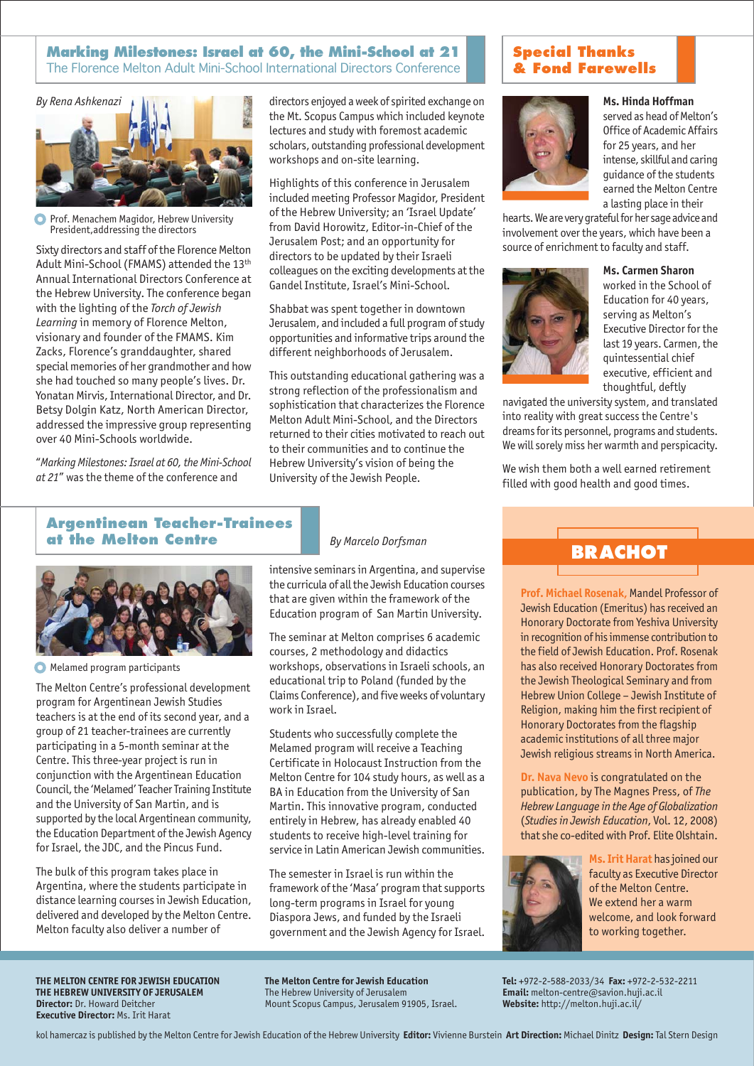## Marking Milestones: Israel at 60, the Mini-School at 21

### The Florence Melton Adult Mini-School International Directors Conference

*By Rena Ashkenazi*

Prof. Menachem Magidor, Hebrew University President,addressing the directors

Sixty directors and staff of the Florence Melton Adult Mini-School (FMAMS) attended the 13th Annual International Directors Conference at the Hebrew University. The conference began with the lighting of the *Torch of Jewish Learning* in memory of Florence Melton, visionary and founder of the FMAMS. Kim Zacks, Florence's granddaughter, shared special memories of her grandmother and how she had touched so many people's lives. Dr. Yonatan Mirvis, International Director, and Dr. Betsy Dolgin Katz, North American Director, addressed the impressive group representing over 40 Mini-Schools worldwide.

"*Marking Milestones: Israel at 60, the Mini-School at 21*" was the theme of the conference and directors enjoyed a week of spirited exchange on the Mt. Scopus Campus which included keynote lectures and study with foremost academic scholars, outstanding professional development workshops and on-site learning.

Highlights of this conference in Jerusalem included meeting Professor Magidor, President of the Hebrew University; an 'Israel Update' from David Horowitz, Editor-in-Chief of the Jerusalem Post; and an opportunity for directors to be updated by their Israeli colleagues on the exciting developments at the Gandel Institute, Israel's Mini-School.

Shabbat was spent together in downtown Jerusalem, and included a full program of study opportunities and informative trips around the different neighborhoods of Jerusalem.

This outstanding educational gathering was a strong reflection of the professionalism and sophistication that characterizes the Florence Melton Adult Mini-School, and the Directors returned to their cities motivated to reach out to their communities and to continue the Hebrew University's vision of being the University of the Jewish People.

## Special Thanks & Fond Farewells

**Ms. Hinda Hoffman** served as head of Melton's Office of Academic Affairs for 25 years, and her intense, skillful and caring guidance of the students earned the Melton Centre a lasting place in their hearts. We are very grateful for her sage advice and involvement over the years, which have been a source of enrichment to faculty and staff.

**Ms. Carmen Sharon** worked in the School of Education for 40 years, serving as Melton's Executive Director for the last 19 years. Carmen, the quintessential chief executive, efficient and thoughtful, deftly navigated the university system, and translated into reality with great success the Centre's dreams for its personnel, programs and students. We will sorely miss her warmth and perspicacity.

We wish them both a well earned retirement filled with good health and good times.

## Argentinean Teacher-Trainees at the Melton Centre

*By Marcelo Dorfsman*

Melamed program participants

The Melton Centre's professional development program for Argentinean Jewish Studies teachers is at the end of its second year, and a group of 21 teacher-trainees are currently participating in a 5-month seminar at the Centre. This three-year project is run in conjunction with the Argentinean Education Council, the 'Melamed' Teacher Training Institute and the University of San Martin, and is supported by the local Argentinean community, the Education Department of the Jewish Agency for Israel, the JDC, and the Pincus Fund.

The bulk of this program takes place in Argentina, where the students participate in distance learning courses in Jewish Education, delivered and developed by the Melton Centre. Melton faculty also deliver a number of intensive seminars in Argentina, and supervise the curricula of all the Jewish Education courses that are given within the framework of the Education program of San Martin University.

The seminar at Melton comprises 6 academic courses, 2 methodology and didactics workshops, observations in Israeli schools, an educational trip to Poland (funded by the Claims Conference), and five weeks of voluntary work in Israel.

Students who successfully complete the Melamed program will receive a Teaching Certificate in Holocaust Instruction from the Melton Centre for 104 study hours, as well as a BA in Education from the University of San Martin. This innovative program, conducted entirely in Hebrew, has already enabled 40 students to receive high-level training for service in Latin American Jewish communities.

The semester in Israel is run within the framework of the 'Masa' program that supports long-term programs in Israel for young Diaspora Jews, and funded by the Israeli government and the Jewish Agency for Israel.

## BRACHOT

**Prof. Michael Rosenak,** Mandel Professor of Jewish Education (Emeritus) has received an Honorary Doctorate from Yeshiva University in recognition of his immense contribution to the field of Jewish Education. Prof. Rosenak has also received Honorary Doctorates from the Jewish Theological Seminary and from Hebrew Union College – Jewish Institute of Religion, making him the first recipient of Honorary Doctorates from the flagship academic institutions of all three major Jewish religious streams in North America.

**Dr. Nava Nevo** is congratulated on the publication, by The Magnes Press, of *The Hebrew Language in the Age of Globalization* (*Studies in Jewish Education*, Vol. 12, 2008) that she co-edited with Prof. Elite Olshtain.

**Ms. Irit Harat** has joined our faculty as Executive Director of the Melton Centre. We extend her a warm welcome, and look forward to working together.

---

**THE MELTON CENTRE FOR JEWISH EDUCATION**
**THE HEBREW UNIVERSITY OF JERUSALEM**
**Director:** Dr. Howard Deitcher
**Executive Director:** Ms. Irit Harat

**The Melton Centre for Jewish Education**
The Hebrew University of Jerusalem
Mount Scopus Campus, Jerusalem 91905, Israel.

**Tel:** +972-2-588-2033/34 **Fax:** +972-2-532-2211
**Email:** melton-centre@savion.huji.ac.il
**Website:** http://melton.huji.ac.il/

kol hamercaz is published by the Melton Centre for Jewish Education of the Hebrew University **Editor:** Vivienne Burstein **Art Direction:** Michael Dinitz **Design:** Tal Stern Design